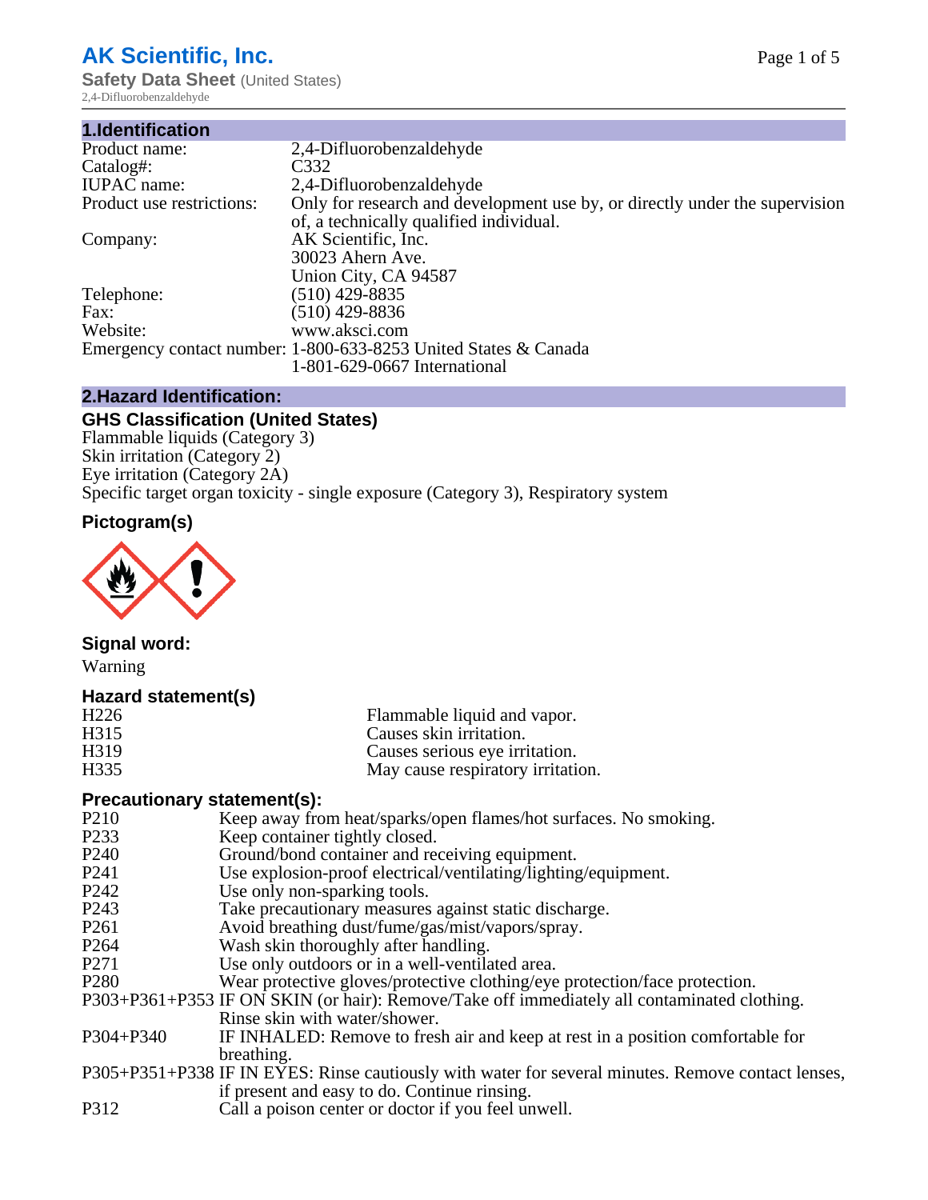# AK Scientific, Inc.

**Safety Data Sheet** (United States)

2,4-Difluorobenzaldehyde

## 1.Identification

| | |
|---|---|
| Product name: | 2,4-Difluorobenzaldehyde |
| Catalog#: | C332 |
| IUPAC name: | 2,4-Difluorobenzaldehyde |
| Product use restrictions: | Only for research and development use by, or directly under the supervision of, a technically qualified individual. |
| Company: | AK Scientific, Inc.<br>30023 Ahern Ave.<br>Union City, CA 94587 |
| Telephone: | (510) 429-8835 |
| Fax: | (510) 429-8836 |
| Website: | www.aksci.com |
| Emergency contact number: | 1-800-633-8253 United States & Canada<br>1-801-629-0667 International |

## 2.Hazard Identification:

### GHS Classification (United States)

Flammable liquids (Category 3)
Skin irritation (Category 2)
Eye irritation (Category 2A)
Specific target organ toxicity - single exposure (Category 3), Respiratory system

### Pictogram(s)

### Signal word:

Warning

### Hazard statement(s)

| | |
|---|---|
| H226 | Flammable liquid and vapor. |
| H315 | Causes skin irritation. |
| H319 | Causes serious eye irritation. |
| H335 | May cause respiratory irritation. |

### Precautionary statement(s):

| | |
|---|---|
| P210 | Keep away from heat/sparks/open flames/hot surfaces. No smoking. |
| P233 | Keep container tightly closed. |
| P240 | Ground/bond container and receiving equipment. |
| P241 | Use explosion-proof electrical/ventilating/lighting/equipment. |
| P242 | Use only non-sparking tools. |
| P243 | Take precautionary measures against static discharge. |
| P261 | Avoid breathing dust/fume/gas/mist/vapors/spray. |
| P264 | Wash skin thoroughly after handling. |
| P271 | Use only outdoors or in a well-ventilated area. |
| P280 | Wear protective gloves/protective clothing/eye protection/face protection. |
| P303+P361+P353 | IF ON SKIN (or hair): Remove/Take off immediately all contaminated clothing. Rinse skin with water/shower. |
| P304+P340 | IF INHALED: Remove to fresh air and keep at rest in a position comfortable for breathing. |
| P305+P351+P338 | IF IN EYES: Rinse cautiously with water for several minutes. Remove contact lenses, if present and easy to do. Continue rinsing. |
| P312 | Call a poison center or doctor if you feel unwell. |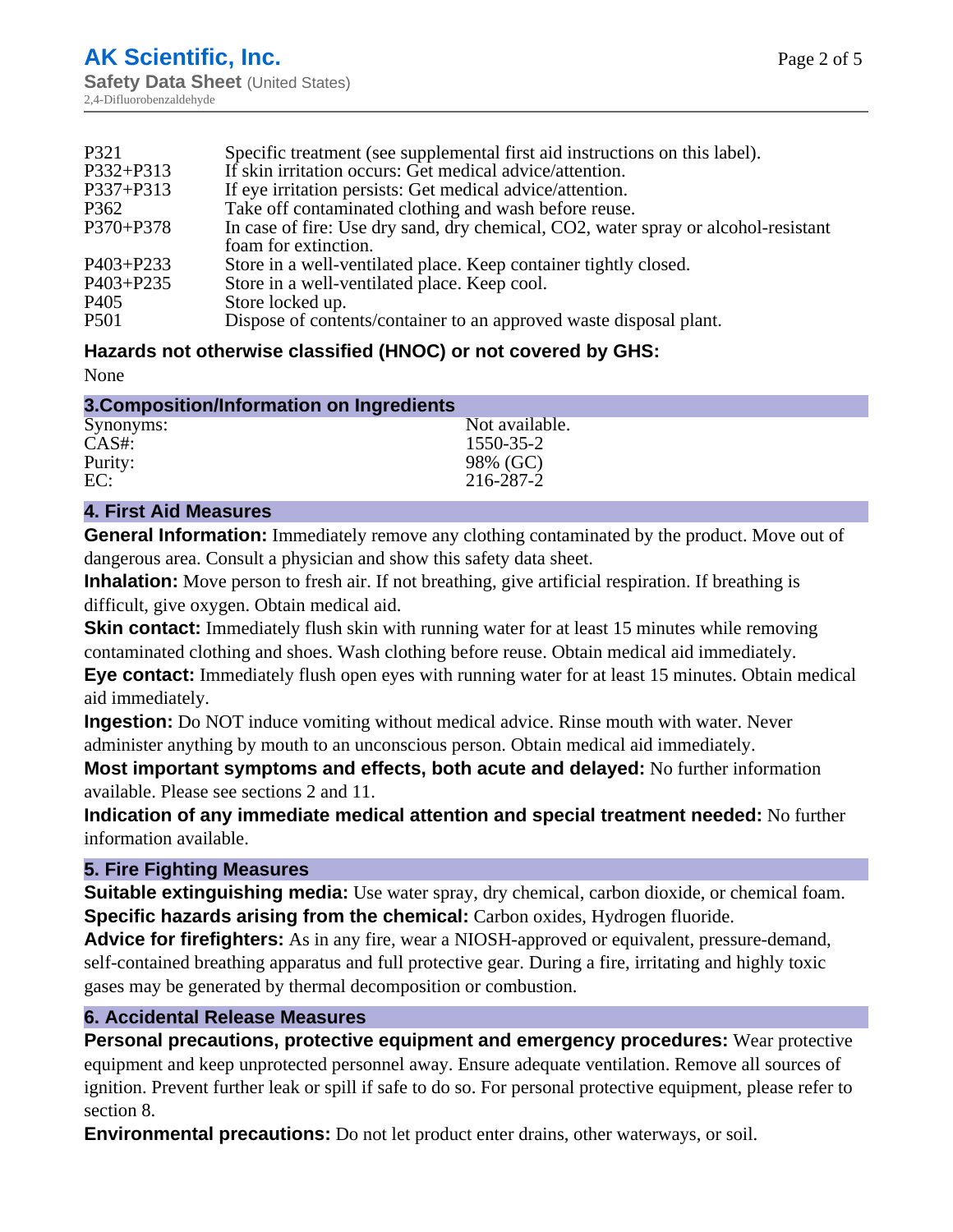| | |
|---|---|
| P321 | Specific treatment (see supplemental first aid instructions on this label). |
| P332+P313 | If skin irritation occurs: Get medical advice/attention. |
| P337+P313 | If eye irritation persists: Get medical advice/attention. |
| P362 | Take off contaminated clothing and wash before reuse. |
| P370+P378 | In case of fire: Use dry sand, dry chemical, CO2, water spray or alcohol-resistant foam for extinction. |
| P403+P233 | Store in a well-ventilated place. Keep container tightly closed. |
| P403+P235 | Store in a well-ventilated place. Keep cool. |
| P405 | Store locked up. |
| P501 | Dispose of contents/container to an approved waste disposal plant. |

### Hazards not otherwise classified (HNOC) or not covered by GHS:

None

## 3.Composition/Information on Ingredients

| | |
|---|---|
| Synonyms: | Not available. |
| CAS#: | 1550-35-2 |
| Purity: | 98% (GC) |
| EC: | 216-287-2 |

## 4. First Aid Measures

**General Information:** Immediately remove any clothing contaminated by the product. Move out of dangerous area. Consult a physician and show this safety data sheet.

**Inhalation:** Move person to fresh air. If not breathing, give artificial respiration. If breathing is difficult, give oxygen. Obtain medical aid.

**Skin contact:** Immediately flush skin with running water for at least 15 minutes while removing contaminated clothing and shoes. Wash clothing before reuse. Obtain medical aid immediately.

**Eye contact:** Immediately flush open eyes with running water for at least 15 minutes. Obtain medical aid immediately.

**Ingestion:** Do NOT induce vomiting without medical advice. Rinse mouth with water. Never administer anything by mouth to an unconscious person. Obtain medical aid immediately.

**Most important symptoms and effects, both acute and delayed:** No further information available. Please see sections 2 and 11.

**Indication of any immediate medical attention and special treatment needed:** No further information available.

## 5. Fire Fighting Measures

**Suitable extinguishing media:** Use water spray, dry chemical, carbon dioxide, or chemical foam.

**Specific hazards arising from the chemical:** Carbon oxides, Hydrogen fluoride.

**Advice for firefighters:** As in any fire, wear a NIOSH-approved or equivalent, pressure-demand, self-contained breathing apparatus and full protective gear. During a fire, irritating and highly toxic gases may be generated by thermal decomposition or combustion.

## 6. Accidental Release Measures

**Personal precautions, protective equipment and emergency procedures:** Wear protective equipment and keep unprotected personnel away. Ensure adequate ventilation. Remove all sources of ignition. Prevent further leak or spill if safe to do so. For personal protective equipment, please refer to section 8.

**Environmental precautions:** Do not let product enter drains, other waterways, or soil.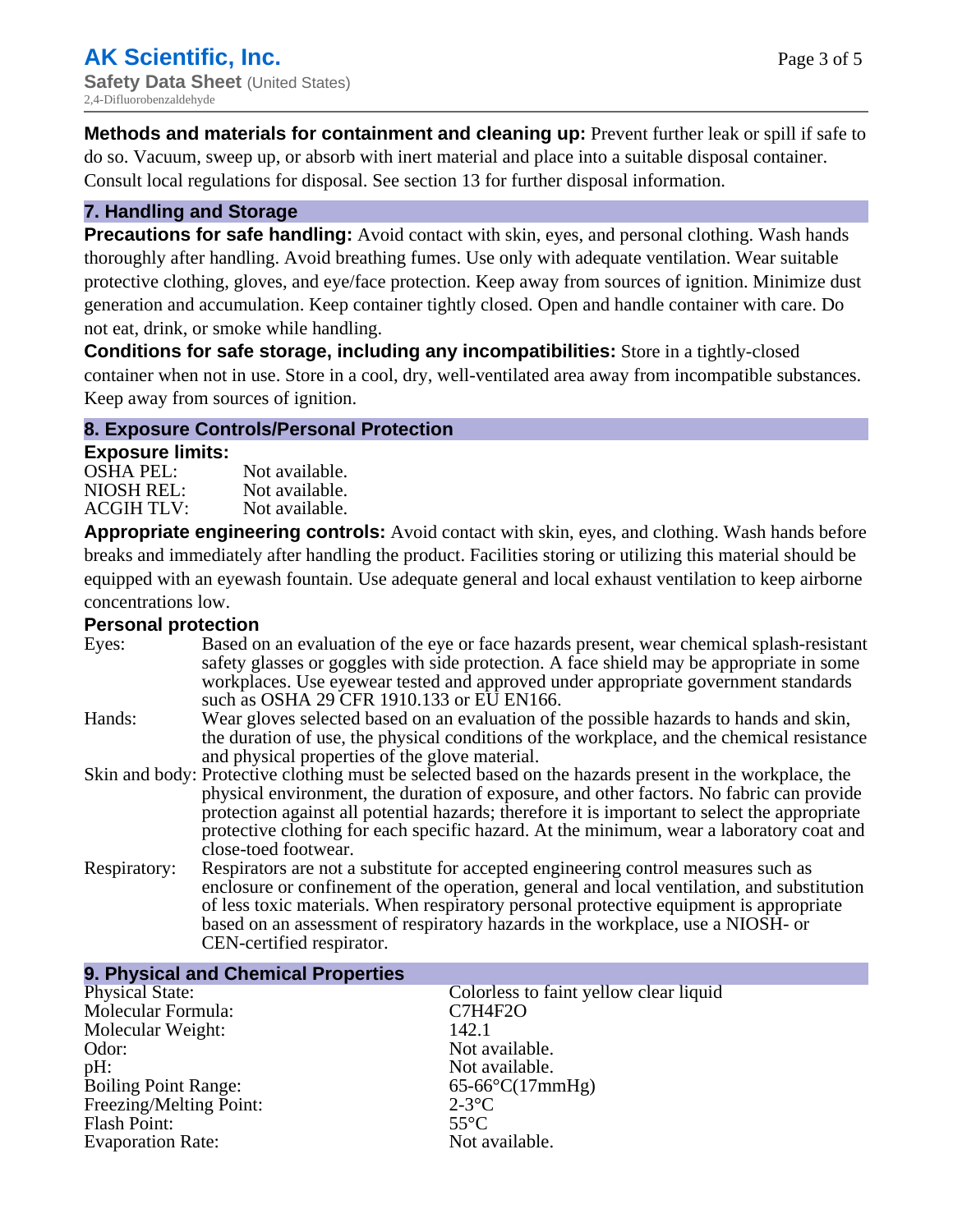**Methods and materials for containment and cleaning up:** Prevent further leak or spill if safe to do so. Vacuum, sweep up, or absorb with inert material and place into a suitable disposal container. Consult local regulations for disposal. See section 13 for further disposal information.

## 7. Handling and Storage

**Precautions for safe handling:** Avoid contact with skin, eyes, and personal clothing. Wash hands thoroughly after handling. Avoid breathing fumes. Use only with adequate ventilation. Wear suitable protective clothing, gloves, and eye/face protection. Keep away from sources of ignition. Minimize dust generation and accumulation. Keep container tightly closed. Open and handle container with care. Do not eat, drink, or smoke while handling.

**Conditions for safe storage, including any incompatibilities:** Store in a tightly-closed container when not in use. Store in a cool, dry, well-ventilated area away from incompatible substances. Keep away from sources of ignition.

## 8. Exposure Controls/Personal Protection

**Exposure limits:**

| | |
|---|---|
| OSHA PEL: | Not available. |
| NIOSH REL: | Not available. |
| ACGIH TLV: | Not available. |

**Appropriate engineering controls:** Avoid contact with skin, eyes, and clothing. Wash hands before breaks and immediately after handling the product. Facilities storing or utilizing this material should be equipped with an eyewash fountain. Use adequate general and local exhaust ventilation to keep airborne concentrations low.

**Personal protection**

| | |
|---|---|
| Eyes: | Based on an evaluation of the eye or face hazards present, wear chemical splash-resistant safety glasses or goggles with side protection. A face shield may be appropriate in some workplaces. Use eyewear tested and approved under appropriate government standards such as OSHA 29 CFR 1910.133 or EU EN166. |
| Hands: | Wear gloves selected based on an evaluation of the possible hazards to hands and skin, the duration of use, the physical conditions of the workplace, and the chemical resistance and physical properties of the glove material. |
| Skin and body: | Protective clothing must be selected based on the hazards present in the workplace, the physical environment, the duration of exposure, and other factors. No fabric can provide protection against all potential hazards; therefore it is important to select the appropriate protective clothing for each specific hazard. At the minimum, wear a laboratory coat and close-toed footwear. |
| Respiratory: | Respirators are not a substitute for accepted engineering control measures such as enclosure or confinement of the operation, general and local ventilation, and substitution of less toxic materials. When respiratory personal protective equipment is appropriate based on an assessment of respiratory hazards in the workplace, use a NIOSH- or CEN-certified respirator. |

## 9. Physical and Chemical Properties

| | |
|---|---|
| Physical State: | Colorless to faint yellow clear liquid |
| Molecular Formula: | $C_7H_4F_2O$ |
| Molecular Weight: | 142.1 |
| Odor: | Not available. |
| pH: | Not available. |
| Boiling Point Range: | 65-66°C(17mmHg) |
| Freezing/Melting Point: | 2-3°C |
| Flash Point: | 55°C |
| Evaporation Rate: | Not available. |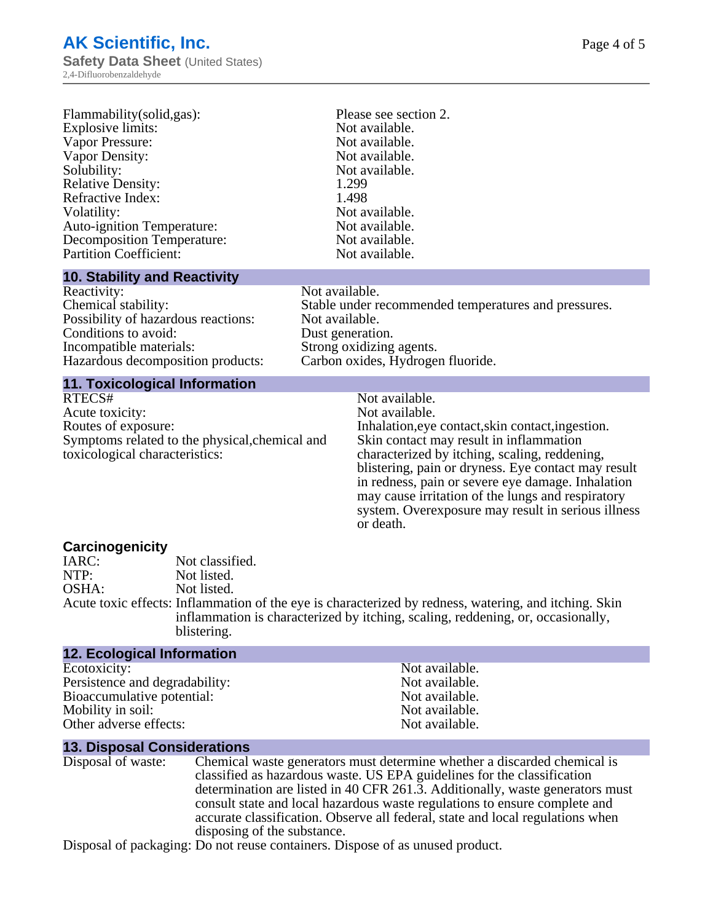| | |
|---|---|
| Flammability(solid,gas): | Please see section 2. |
| Explosive limits: | Not available. |
| Vapor Pressure: | Not available. |
| Vapor Density: | Not available. |
| Solubility: | Not available. |
| Relative Density: | 1.299 |
| Refractive Index: | 1.498 |
| Volatility: | Not available. |
| Auto-ignition Temperature: | Not available. |
| Decomposition Temperature: | Not available. |
| Partition Coefficient: | Not available. |

## 10. Stability and Reactivity

| | |
|---|---|
| Reactivity: | Not available. |
| Chemical stability: | Stable under recommended temperatures and pressures. |
| Possibility of hazardous reactions: | Not available. |
| Conditions to avoid: | Dust generation. |
| Incompatible materials: | Strong oxidizing agents. |
| Hazardous decomposition products: | Carbon oxides, Hydrogen fluoride. |

## 11. Toxicological Information

| | |
|---|---|
| RTECS# | Not available. |
| Acute toxicity: | Not available. |
| Routes of exposure: | Inhalation,eye contact,skin contact,ingestion. |
| Symptoms related to the physical,chemical and toxicological characteristics: | Skin contact may result in inflammation characterized by itching, scaling, reddening, blistering, pain or dryness. Eye contact may result in redness, pain or severe eye damage. Inhalation may cause irritation of the lungs and respiratory system. Overexposure may result in serious illness or death. |

### Carcinogenicity

| | |
|---|---|
| IARC: | Not classified. |
| NTP: | Not listed. |
| OSHA: | Not listed. |
| Acute toxic effects: | Inflammation of the eye is characterized by redness, watering, and itching. Skin inflammation is characterized by itching, scaling, reddening, or, occasionally, blistering. |

## 12. Ecological Information

| | |
|---|---|
| Ecotoxicity: | Not available. |
| Persistence and degradability: | Not available. |
| Bioaccumulative potential: | Not available. |
| Mobility in soil: | Not available. |
| Other adverse effects: | Not available. |

## 13. Disposal Considerations

| | |
|---|---|
| Disposal of waste: | Chemical waste generators must determine whether a discarded chemical is classified as hazardous waste. US EPA guidelines for the classification determination are listed in 40 CFR 261.3. Additionally, waste generators must consult state and local hazardous waste regulations to ensure complete and accurate classification. Observe all federal, state and local regulations when disposing of the substance. |
| Disposal of packaging: | Do not reuse containers. Dispose of as unused product. |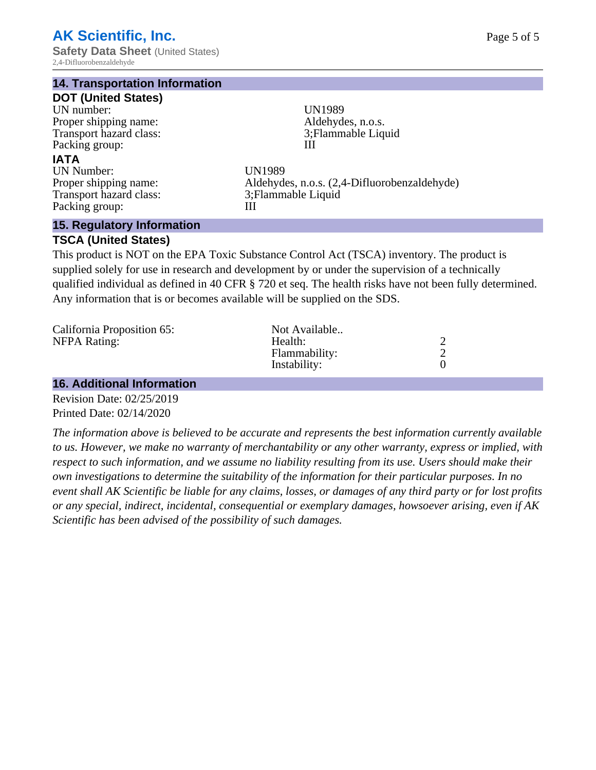## 14. Transportation Information

### DOT (United States)

| | |
|---|---|
| UN number: | UN1989 |
| Proper shipping name: | Aldehydes, n.o.s. |
| Transport hazard class: | 3;Flammable Liquid |
| Packing group: | III |

### IATA

| | |
|---|---|
| UN Number: | UN1989 |
| Proper shipping name: | Aldehydes, n.o.s. (2,4-Difluorobenzaldehyde) |
| Transport hazard class: | 3;Flammable Liquid |
| Packing group: | III |

## 15. Regulatory Information

### TSCA (United States)

This product is NOT on the EPA Toxic Substance Control Act (TSCA) inventory. The product is supplied solely for use in research and development by or under the supervision of a technically qualified individual as defined in 40 CFR § 720 et seq. The health risks have not been fully determined. Any information that is or becomes available will be supplied on the SDS.

| | | |
|---|---|---|
| California Proposition 65: | Not Available.. | |
| NFPA Rating: | Health: | 2 |
| | Flammability: | 2 |
| | Instability: | 0 |

## 16. Additional Information

Revision Date: 02/25/2019

Printed Date: 02/14/2020

*The information above is believed to be accurate and represents the best information currently available to us. However, we make no warranty of merchantability or any other warranty, express or implied, with respect to such information, and we assume no liability resulting from its use. Users should make their own investigations to determine the suitability of the information for their particular purposes. In no event shall AK Scientific be liable for any claims, losses, or damages of any third party or for lost profits or any special, indirect, incidental, consequential or exemplary damages, howsoever arising, even if AK Scientific has been advised of the possibility of such damages.*